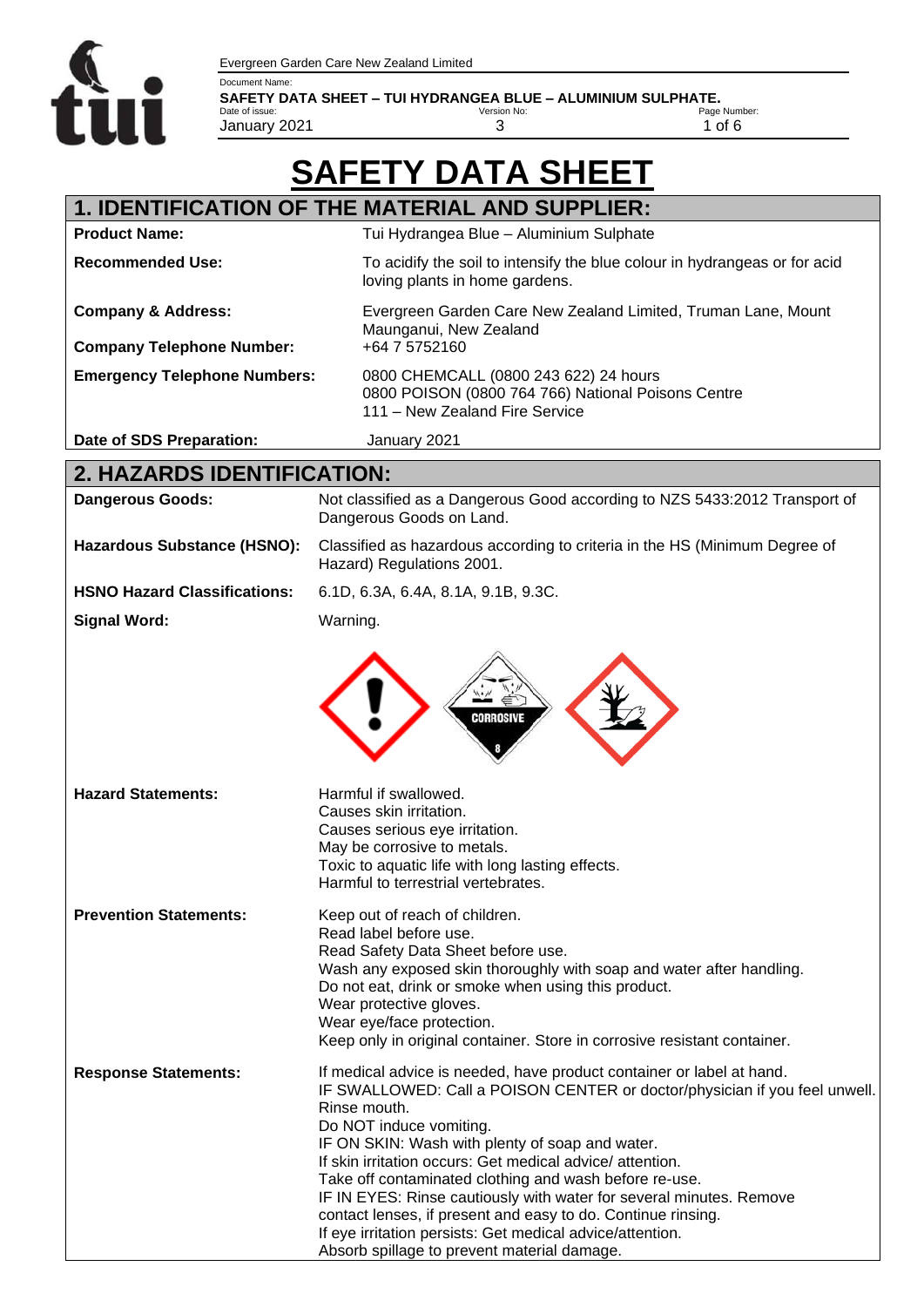# SAFETY DATA SHEET

## 1. IDENTIFICATION OF THE MATERIAL AND SUPPLIER:

| | |
|---|---|
| **Product Name:** | Tui Hydrangea Blue – Aluminium Sulphate |
| **Recommended Use:** | To acidify the soil to intensify the blue colour in hydrangeas or for acid loving plants in home gardens. |
| **Company & Address:** | Evergreen Garden Care New Zealand Limited, Truman Lane, Mount Maunganui, New Zealand |
| **Company Telephone Number:** | +64 7 5752160 |
| **Emergency Telephone Numbers:** | 0800 CHEMCALL (0800 243 622) 24 hours<br>0800 POISON (0800 764 766) National Poisons Centre<br>111 – New Zealand Fire Service |
| **Date of SDS Preparation:** | January 2021 |

## 2. HAZARDS IDENTIFICATION:

| | |
|---|---|
| **Dangerous Goods:** | Not classified as a Dangerous Good according to NZS 5433:2012 Transport of Dangerous Goods on Land. |
| **Hazardous Substance (HSNO):** | Classified as hazardous according to criteria in the HS (Minimum Degree of Hazard) Regulations 2001. |
| **HSNO Hazard Classifications:** | 6.1D, 6.3A, 6.4A, 8.1A, 9.1B, 9.3C. |
| **Signal Word:** | Warning. |
| **Hazard Statements:** | Harmful if swallowed.<br>Causes skin irritation.<br>Causes serious eye irritation.<br>May be corrosive to metals.<br>Toxic to aquatic life with long lasting effects.<br>Harmful to terrestrial vertebrates. |
| **Prevention Statements:** | Keep out of reach of children.<br>Read label before use.<br>Read Safety Data Sheet before use.<br>Wash any exposed skin thoroughly with soap and water after handling.<br>Do not eat, drink or smoke when using this product.<br>Wear protective gloves.<br>Wear eye/face protection.<br>Keep only in original container. Store in corrosive resistant container. |
| **Response Statements:** | If medical advice is needed, have product container or label at hand.<br>IF SWALLOWED: Call a POISON CENTER or doctor/physician if you feel unwell.<br>Rinse mouth.<br>Do NOT induce vomiting.<br>IF ON SKIN: Wash with plenty of soap and water.<br>If skin irritation occurs: Get medical advice/ attention.<br>Take off contaminated clothing and wash before re-use.<br>IF IN EYES: Rinse cautiously with water for several minutes. Remove contact lenses, if present and easy to do. Continue rinsing.<br>If eye irritation persists: Get medical advice/attention.<br>Absorb spillage to prevent material damage. |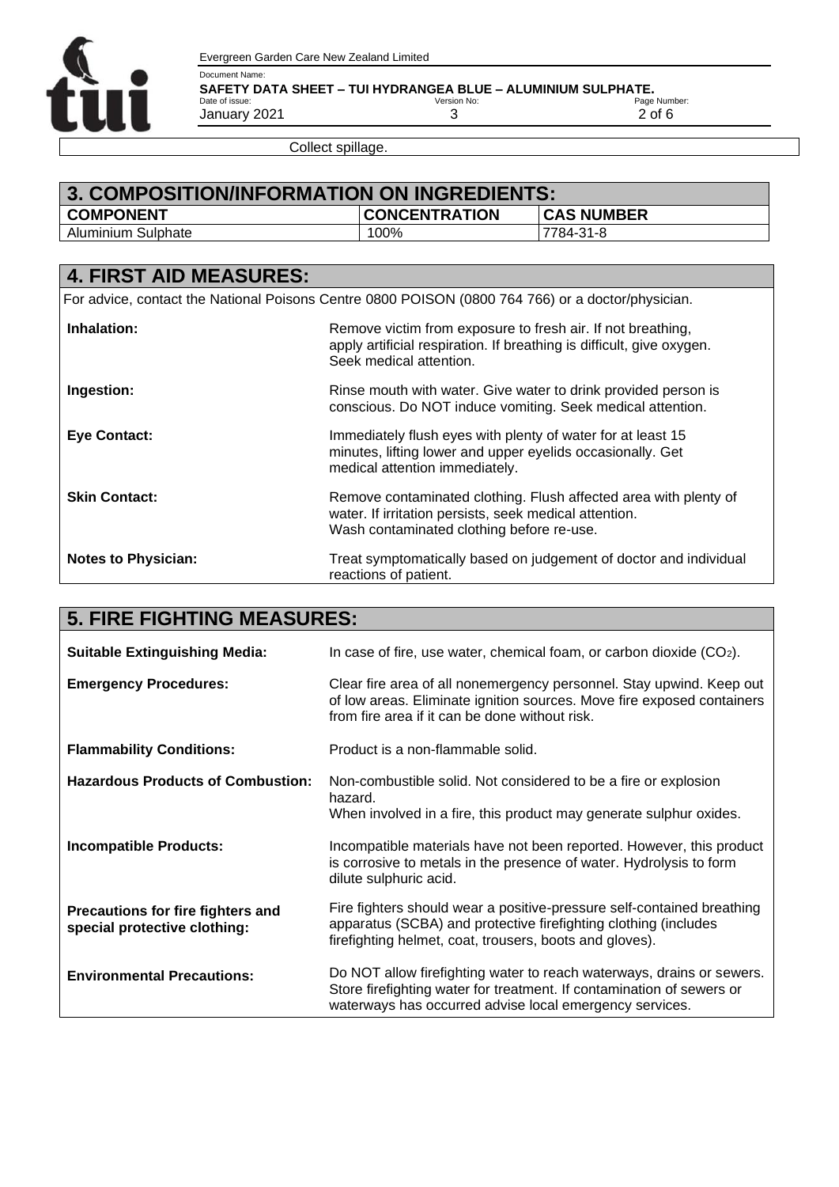Collect spillage.

## 3. COMPOSITION/INFORMATION ON INGREDIENTS:

| COMPONENT | CONCENTRATION | CAS NUMBER |
|---|---|---|
| Aluminium Sulphate | 100% | 7784-31-8 |

## 4. FIRST AID MEASURES:

For advice, contact the National Poisons Centre 0800 POISON (0800 764 766) or a doctor/physician.

**Inhalation:** Remove victim from exposure to fresh air. If not breathing, apply artificial respiration. If breathing is difficult, give oxygen. Seek medical attention.

**Ingestion:** Rinse mouth with water. Give water to drink provided person is conscious. Do NOT induce vomiting. Seek medical attention.

**Eye Contact:** Immediately flush eyes with plenty of water for at least 15 minutes, lifting lower and upper eyelids occasionally. Get medical attention immediately.

**Skin Contact:** Remove contaminated clothing. Flush affected area with plenty of water. If irritation persists, seek medical attention. Wash contaminated clothing before re-use.

**Notes to Physician:** Treat symptomatically based on judgement of doctor and individual reactions of patient.

## 5. FIRE FIGHTING MEASURES:

**Suitable Extinguishing Media:** In case of fire, use water, chemical foam, or carbon dioxide ($CO_2$).

**Emergency Procedures:** Clear fire area of all nonemergency personnel. Stay upwind. Keep out of low areas. Eliminate ignition sources. Move fire exposed containers from fire area if it can be done without risk.

**Flammability Conditions:** Product is a non-flammable solid.

**Hazardous Products of Combustion:** Non-combustible solid. Not considered to be a fire or explosion hazard.
When involved in a fire, this product may generate sulphur oxides.

**Incompatible Products:** Incompatible materials have not been reported. However, this product is corrosive to metals in the presence of water. Hydrolysis to form dilute sulphuric acid.

**Precautions for fire fighters and special protective clothing:** Fire fighters should wear a positive-pressure self-contained breathing apparatus (SCBA) and protective firefighting clothing (includes firefighting helmet, coat, trousers, boots and gloves).

**Environmental Precautions:** Do NOT allow firefighting water to reach waterways, drains or sewers. Store firefighting water for treatment. If contamination of sewers or waterways has occurred advise local emergency services.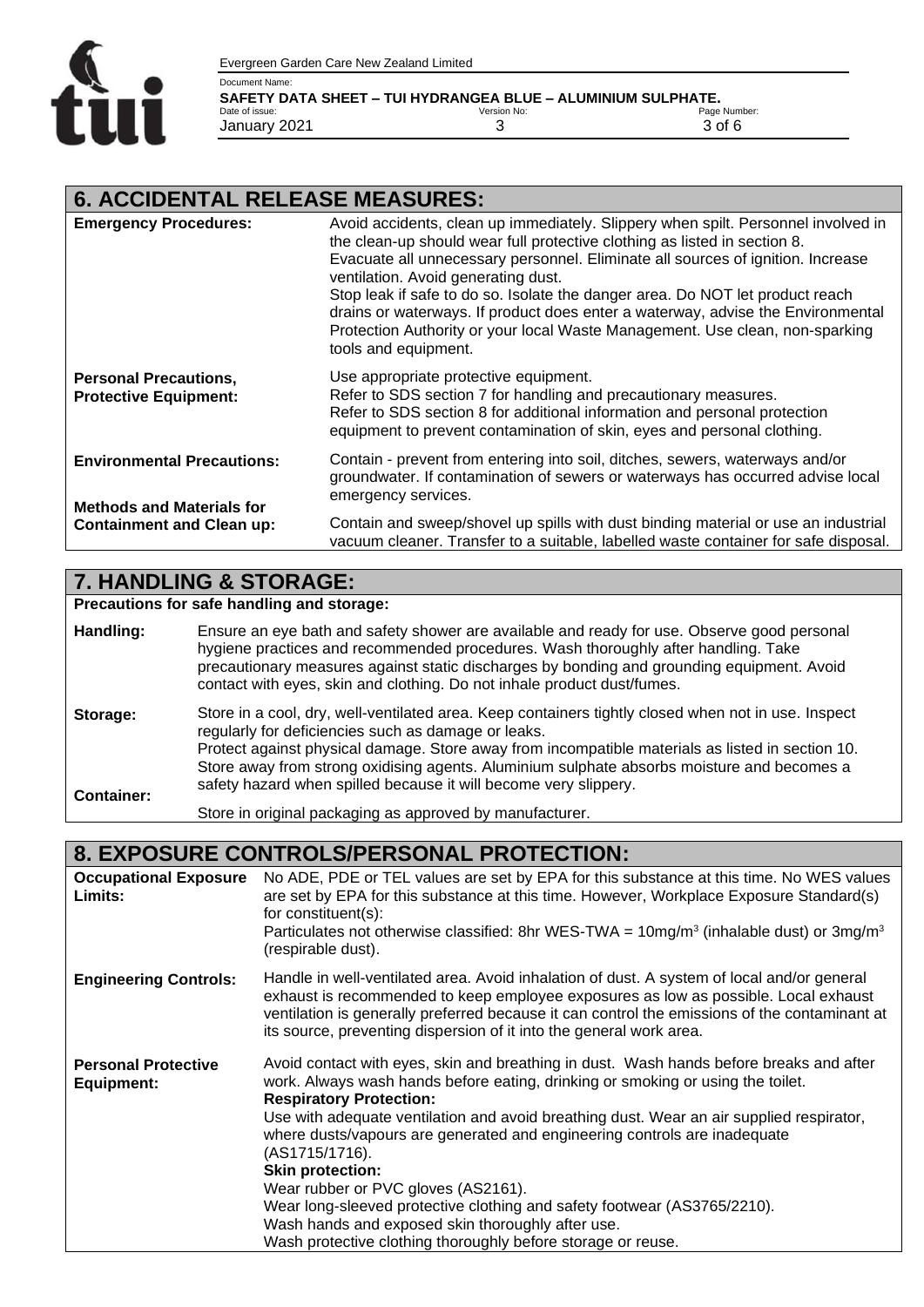## 6. ACCIDENTAL RELEASE MEASURES:

| | |
|---|---|
| **Emergency Procedures:** | Avoid accidents, clean up immediately. Slippery when spilt. Personnel involved in the clean-up should wear full protective clothing as listed in section 8. Evacuate all unnecessary personnel. Eliminate all sources of ignition. Increase ventilation. Avoid generating dust. Stop leak if safe to do so. Isolate the danger area. Do NOT let product reach drains or waterways. If product does enter a waterway, advise the Environmental Protection Authority or your local Waste Management. Use clean, non-sparking tools and equipment. |
| **Personal Precautions, Protective Equipment:** | Use appropriate protective equipment. Refer to SDS section 7 for handling and precautionary measures. Refer to SDS section 8 for additional information and personal protection equipment to prevent contamination of skin, eyes and personal clothing. |
| **Environmental Precautions:** | Contain - prevent from entering into soil, ditches, sewers, waterways and/or groundwater. If contamination of sewers or waterways has occurred advise local emergency services. |
| **Methods and Materials for Containment and Clean up:** | Contain and sweep/shovel up spills with dust binding material or use an industrial vacuum cleaner. Transfer to a suitable, labelled waste container for safe disposal. |

## 7. HANDLING & STORAGE:

**Precautions for safe handling and storage:**

| | |
|---|---|
| **Handling:** | Ensure an eye bath and safety shower are available and ready for use. Observe good personal hygiene practices and recommended procedures. Wash thoroughly after handling. Take precautionary measures against static discharges by bonding and grounding equipment. Avoid contact with eyes, skin and clothing. Do not inhale product dust/fumes. |
| **Storage:** | Store in a cool, dry, well-ventilated area. Keep containers tightly closed when not in use. Inspect regularly for deficiencies such as damage or leaks. Protect against physical damage. Store away from incompatible materials as listed in section 10. Store away from strong oxidising agents. Aluminium sulphate absorbs moisture and becomes a safety hazard when spilled because it will become very slippery. |
| **Container:** | Store in original packaging as approved by manufacturer. |

## 8. EXPOSURE CONTROLS/PERSONAL PROTECTION:

| | |
|---|---|
| **Occupational Exposure Limits:** | No ADE, PDE or TEL values are set by EPA for this substance at this time. No WES values are set by EPA for this substance at this time. However, Workplace Exposure Standard(s) for constituent(s): Particulates not otherwise classified: 8hr WES-TWA = 10mg/m$^3$ (inhalable dust) or 3mg/m$^3$ (respirable dust). |
| **Engineering Controls:** | Handle in well-ventilated area. Avoid inhalation of dust. A system of local and/or general exhaust is recommended to keep employee exposures as low as possible. Local exhaust ventilation is generally preferred because it can control the emissions of the contaminant at its source, preventing dispersion of it into the general work area. |
| **Personal Protective Equipment:** | Avoid contact with eyes, skin and breathing in dust. Wash hands before breaks and after work. Always wash hands before eating, drinking or smoking or using the toilet.<br>**Respiratory Protection:**<br>Use with adequate ventilation and avoid breathing dust. Wear an air supplied respirator, where dusts/vapours are generated and engineering controls are inadequate (AS1715/1716).<br>**Skin protection:**<br>Wear rubber or PVC gloves (AS2161).<br>Wear long-sleeved protective clothing and safety footwear (AS3765/2210).<br>Wash hands and exposed skin thoroughly after use.<br>Wash protective clothing thoroughly before storage or reuse. |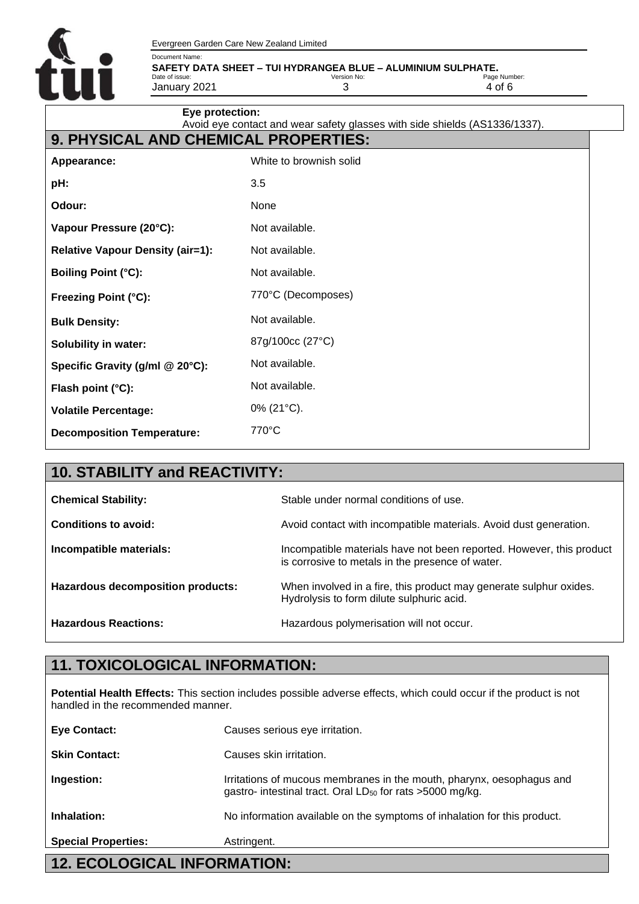**Eye protection:**
Avoid eye contact and wear safety glasses with side shields (AS1336/1337).

## 9. PHYSICAL AND CHEMICAL PROPERTIES:

| | |
|---|---|
| **Appearance:** | White to brownish solid |
| **pH:** | 3.5 |
| **Odour:** | None |
| **Vapour Pressure (20°C):** | Not available. |
| **Relative Vapour Density (air=1):** | Not available. |
| **Boiling Point (°C):** | Not available. |
| **Freezing Point (°C):** | 770°C (Decomposes) |
| **Bulk Density:** | Not available. |
| **Solubility in water:** | 87g/100cc (27°C) |
| **Specific Gravity (g/ml @ 20°C):** | Not available. |
| **Flash point (°C):** | Not available. |
| **Volatile Percentage:** | 0% (21°C). |
| **Decomposition Temperature:** | 770°C |

## 10. STABILITY and REACTIVITY:

| | |
|---|---|
| **Chemical Stability:** | Stable under normal conditions of use. |
| **Conditions to avoid:** | Avoid contact with incompatible materials. Avoid dust generation. |
| **Incompatible materials:** | Incompatible materials have not been reported. However, this product is corrosive to metals in the presence of water. |
| **Hazardous decomposition products:** | When involved in a fire, this product may generate sulphur oxides. Hydrolysis to form dilute sulphuric acid. |
| **Hazardous Reactions:** | Hazardous polymerisation will not occur. |

## 11. TOXICOLOGICAL INFORMATION:

**Potential Health Effects:** This section includes possible adverse effects, which could occur if the product is not handled in the recommended manner.

| | |
|---|---|
| **Eye Contact:** | Causes serious eye irritation. |
| **Skin Contact:** | Causes skin irritation. |
| **Ingestion:** | Irritations of mucous membranes in the mouth, pharynx, oesophagus and gastro- intestinal tract. Oral $LD_{50}$ for rats >5000 mg/kg. |
| **Inhalation:** | No information available on the symptoms of inhalation for this product. |
| **Special Properties:** | Astringent. |

## 12. ECOLOGICAL INFORMATION: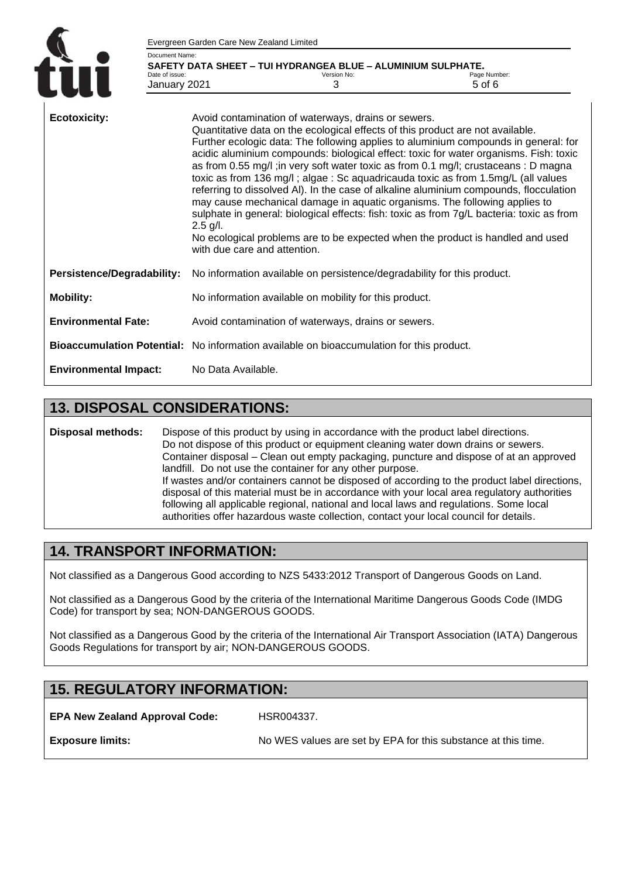| | |
|---|---|
| **Ecotoxicity:** | Avoid contamination of waterways, drains or sewers. Quantitative data on the ecological effects of this product are not available. Further ecologic data: The following applies to aluminium compounds in general: for acidic aluminium compounds: biological effect: toxic for water organisms. Fish: toxic as from 0.55 mg/l ;in very soft water toxic as from 0.1 mg/l; crustaceans : D magna toxic as from 136 mg/l ; algae : Sc aquadricauda toxic as from 1.5mg/L (all values referring to dissolved Al). In the case of alkaline aluminium compounds, flocculation may cause mechanical damage in aquatic organisms. The following applies to sulphate in general: biological effects: fish: toxic as from 7g/L bacteria: toxic as from 2.5 g/l. No ecological problems are to be expected when the product is handled and used with due care and attention. |
| **Persistence/Degradability:** | No information available on persistence/degradability for this product. |
| **Mobility:** | No information available on mobility for this product. |
| **Environmental Fate:** | Avoid contamination of waterways, drains or sewers. |
| **Bioaccumulation Potential:** | No information available on bioaccumulation for this product. |
| **Environmental Impact:** | No Data Available. |

## 13. DISPOSAL CONSIDERATIONS:

**Disposal methods:** Dispose of this product by using in accordance with the product label directions. Do not dispose of this product or equipment cleaning water down drains or sewers. Container disposal – Clean out empty packaging, puncture and dispose of at an approved landfill. Do not use the container for any other purpose. If wastes and/or containers cannot be disposed of according to the product label directions, disposal of this material must be in accordance with your local area regulatory authorities following all applicable regional, national and local laws and regulations. Some local authorities offer hazardous waste collection, contact your local council for details.

## 14. TRANSPORT INFORMATION:

Not classified as a Dangerous Good according to NZS 5433:2012 Transport of Dangerous Goods on Land.

Not classified as a Dangerous Good by the criteria of the International Maritime Dangerous Goods Code (IMDG Code) for transport by sea; NON-DANGEROUS GOODS.

Not classified as a Dangerous Good by the criteria of the International Air Transport Association (IATA) Dangerous Goods Regulations for transport by air; NON-DANGEROUS GOODS.

## 15. REGULATORY INFORMATION:

| | |
|---|---|
| **EPA New Zealand Approval Code:** | HSR004337. |
| **Exposure limits:** | No WES values are set by EPA for this substance at this time. |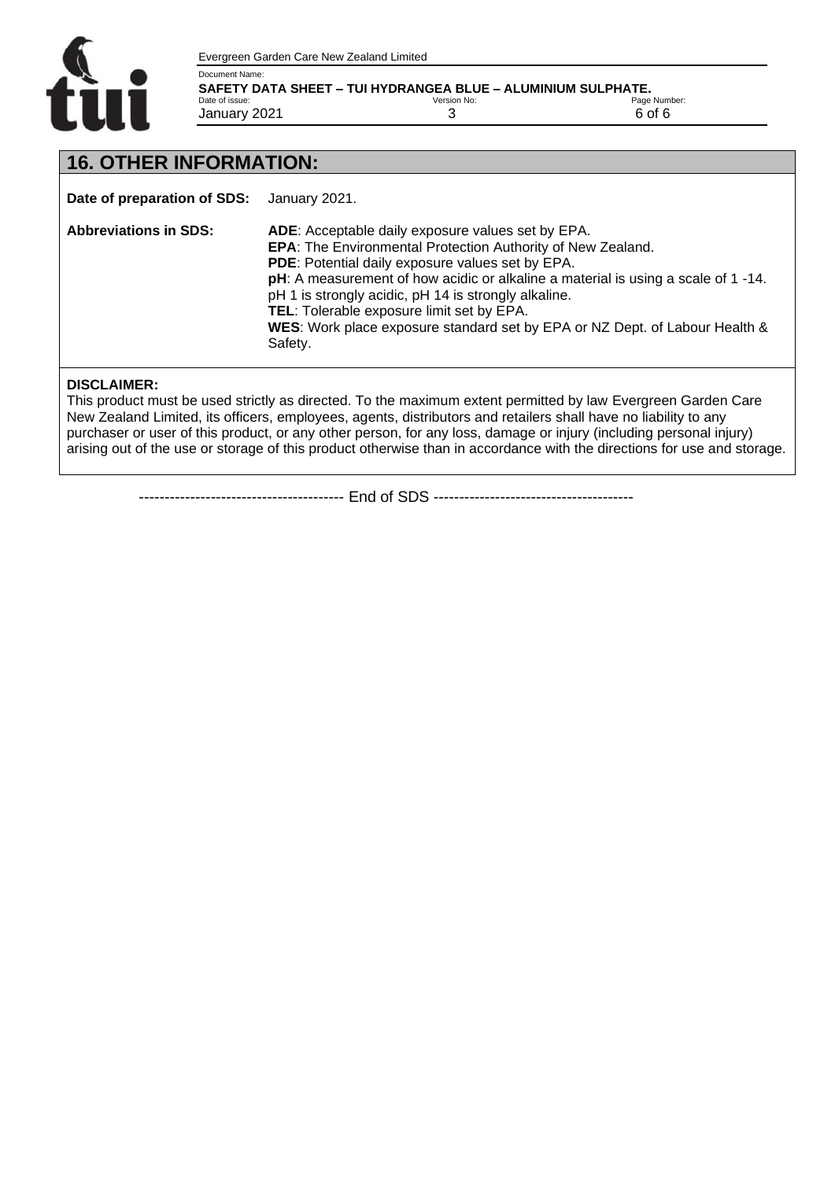## 16. OTHER INFORMATION:

| | |
|---|---|
| **Date of preparation of SDS:** | January 2021. |
| **Abbreviations in SDS:** | **ADE**: Acceptable daily exposure values set by EPA.<br>**EPA**: The Environmental Protection Authority of New Zealand.<br>**PDE**: Potential daily exposure values set by EPA.<br>**pH**: A measurement of how acidic or alkaline a material is using a scale of 1 -14. pH 1 is strongly acidic, pH 14 is strongly alkaline.<br>**TEL**: Tolerable exposure limit set by EPA.<br>**WES**: Work place exposure standard set by EPA or NZ Dept. of Labour Health & Safety. |

**DISCLAIMER:**

This product must be used strictly as directed. To the maximum extent permitted by law Evergreen Garden Care New Zealand Limited, its officers, employees, agents, distributors and retailers shall have no liability to any purchaser or user of this product, or any other person, for any loss, damage or injury (including personal injury) arising out of the use or storage of this product otherwise than in accordance with the directions for use and storage.

--------------------------------------- End of SDS ---------------------------------------